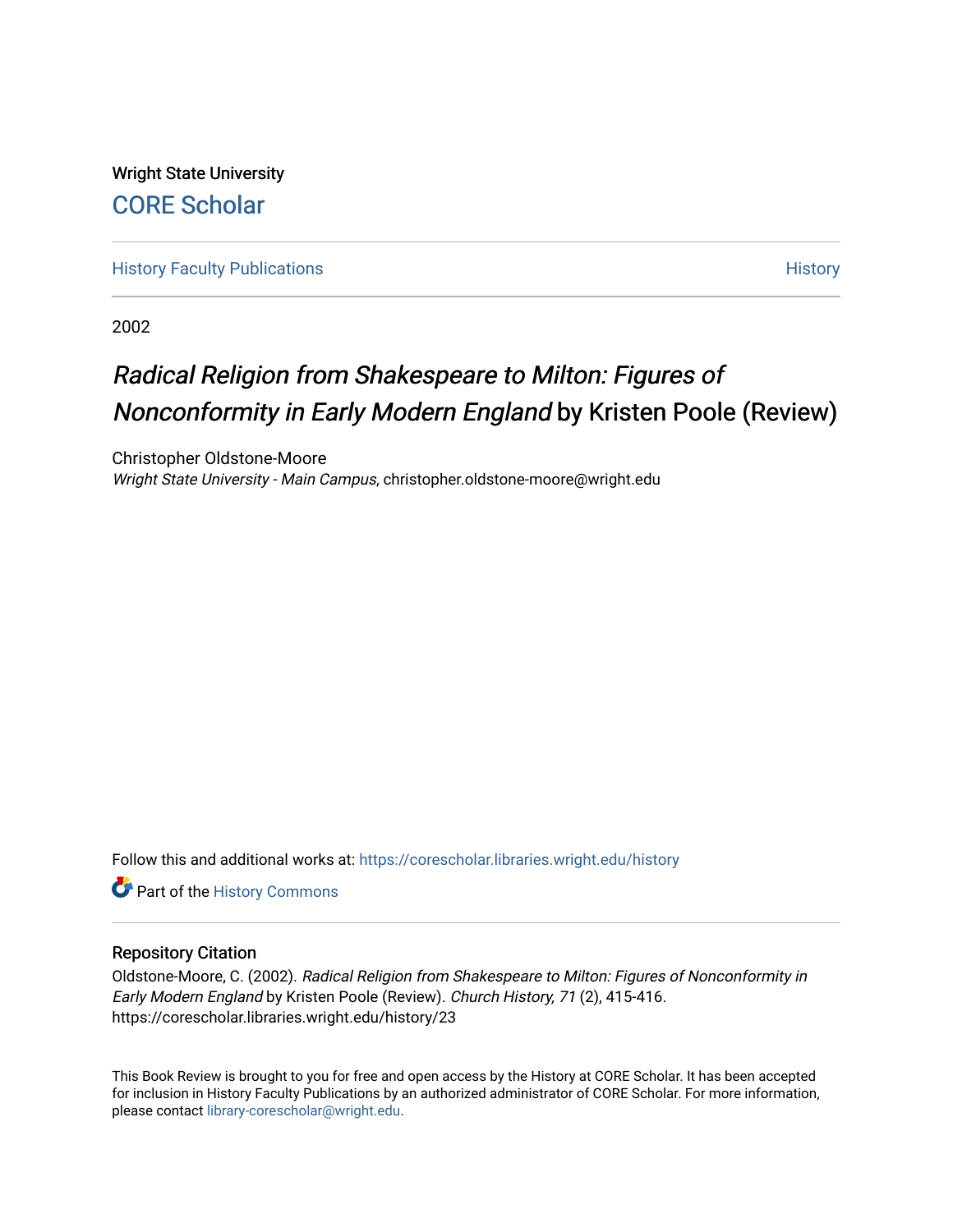Wright State University

CORE Scholar

History Faculty Publications

History

2002

# *Radical Religion from Shakespeare to Milton: Figures of Nonconformity in Early Modern England* by Kristen Poole (Review)

Christopher Oldstone-Moore
*Wright State University - Main Campus*, christopher.oldstone-moore@wright.edu

Follow this and additional works at: https://corescholar.libraries.wright.edu/history

Part of the History Commons

## Repository Citation

Oldstone-Moore, C. (2002). *Radical Religion from Shakespeare to Milton: Figures of Nonconformity in Early Modern England* by Kristen Poole (Review). *Church History, 71* (2), 415-416.
https://corescholar.libraries.wright.edu/history/23

This Book Review is brought to you for free and open access by the History at CORE Scholar. It has been accepted for inclusion in History Faculty Publications by an authorized administrator of CORE Scholar. For more information, please contact library-corescholar@wright.edu.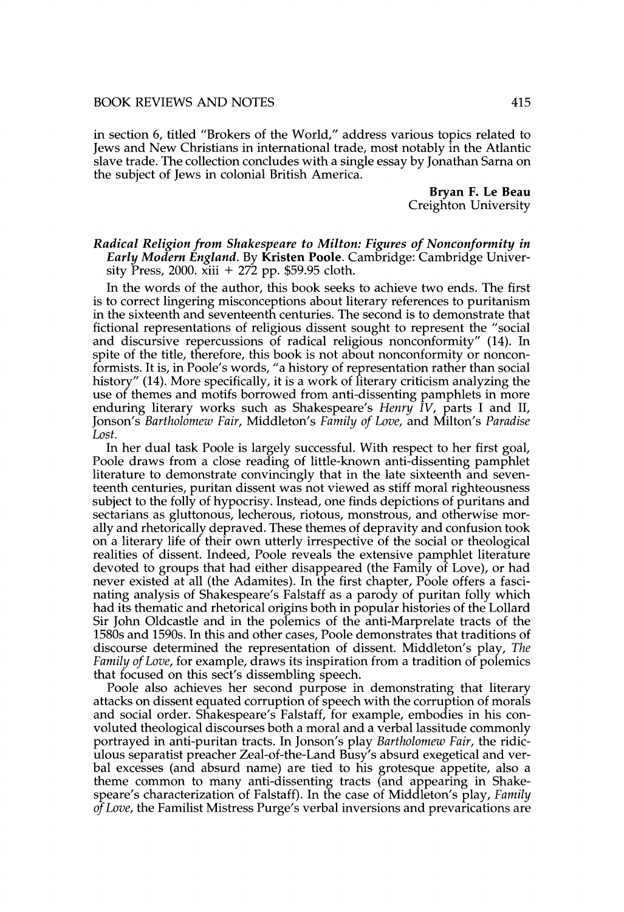in section 6, titled "Brokers of the World," address various topics related to Jews and New Christians in international trade, most notably in the Atlantic slave trade. The collection concludes with a single essay by Jonathan Sarna on the subject of Jews in colonial British America.

**Bryan F. Le Beau**
Creighton University

***Radical Religion from Shakespeare to Milton: Figures of Nonconformity in Early Modern England*. By Kristen Poole.** Cambridge: Cambridge University Press, 2000. xiii + 272 pp. $59.95 cloth.

In the words of the author, this book seeks to achieve two ends. The first is to correct lingering misconceptions about literary references to puritanism in the sixteenth and seventeenth centuries. The second is to demonstrate that fictional representations of religious dissent sought to represent the "social and discursive repercussions of radical religious nonconformity" (14). In spite of the title, therefore, this book is not about nonconformity or nonconformists. It is, in Poole's words, "a history of representation rather than social history" (14). More specifically, it is a work of literary criticism analyzing the use of themes and motifs borrowed from anti-dissenting pamphlets in more enduring literary works such as Shakespeare's *Henry IV*, parts I and II, Jonson's *Bartholomew Fair*, Middleton's *Family of Love*, and Milton's *Paradise Lost*.

In her dual task Poole is largely successful. With respect to her first goal, Poole draws from a close reading of little-known anti-dissenting pamphlet literature to demonstrate convincingly that in the late sixteenth and seventeenth centuries, puritan dissent was not viewed as stiff moral righteousness subject to the folly of hypocrisy. Instead, one finds depictions of puritans and sectarians as gluttonous, lecherous, riotous, monstrous, and otherwise morally and rhetorically depraved. These themes of depravity and confusion took on a literary life of their own utterly irrespective of the social or theological realities of dissent. Indeed, Poole reveals the extensive pamphlet literature devoted to groups that had either disappeared (the Family of Love), or had never existed at all (the Adamites). In the first chapter, Poole offers a fascinating analysis of Shakespeare's Falstaff as a parody of puritan folly which had its thematic and rhetorical origins both in popular histories of the Lollard Sir John Oldcastle and in the polemics of the anti-Marprelate tracts of the 1580s and 1590s. In this and other cases, Poole demonstrates that traditions of discourse determined the representation of dissent. Middleton's play, *The Family of Love*, for example, draws its inspiration from a tradition of polemics that focused on this sect's dissembling speech.

Poole also achieves her second purpose in demonstrating that literary attacks on dissent equated corruption of speech with the corruption of morals and social order. Shakespeare's Falstaff, for example, embodies in his convoluted theological discourses both a moral and a verbal lassitude commonly portrayed in anti-puritan tracts. In Jonson's play *Bartholomew Fair*, the ridiculous separatist preacher Zeal-of-the-Land Busy's absurd exegetical and verbal excesses (and absurd name) are tied to his grotesque appetite, also a theme common to many anti-dissenting tracts (and appearing in Shakespeare's characterization of Falstaff). In the case of Middleton's play, *Family of Love*, the Familist Mistress Purge's verbal inversions and prevarications are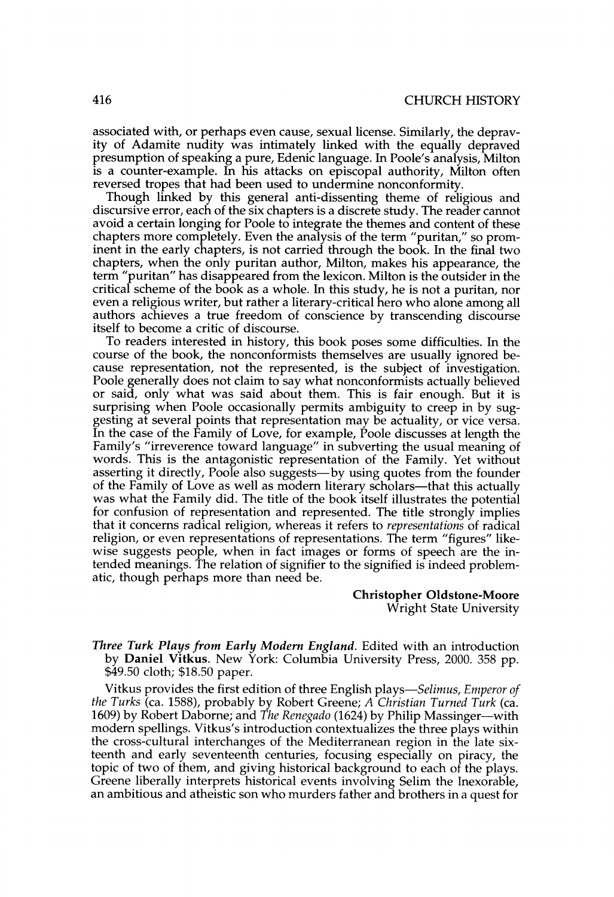associated with, or perhaps even cause, sexual license. Similarly, the depravity of Adamite nudity was intimately linked with the equally depraved presumption of speaking a pure, Edenic language. In Poole's analysis, Milton is a counter-example. In his attacks on episcopal authority, Milton often reversed tropes that had been used to undermine nonconformity.

Though linked by this general anti-dissenting theme of religious and discursive error, each of the six chapters is a discrete study. The reader cannot avoid a certain longing for Poole to integrate the themes and content of these chapters more completely. Even the analysis of the term "puritan," so prominent in the early chapters, is not carried through the book. In the final two chapters, when the only puritan author, Milton, makes his appearance, the term "puritan" has disappeared from the lexicon. Milton is the outsider in the critical scheme of the book as a whole. In this study, he is not a puritan, nor even a religious writer, but rather a literary-critical hero who alone among all authors achieves a true freedom of conscience by transcending discourse itself to become a critic of discourse.

To readers interested in history, this book poses some difficulties. In the course of the book, the nonconformists themselves are usually ignored because representation, not the represented, is the subject of investigation. Poole generally does not claim to say what nonconformists actually believed or said, only what was said about them. This is fair enough. But it is surprising when Poole occasionally permits ambiguity to creep in by suggesting at several points that representation may be actuality, or vice versa. In the case of the Family of Love, for example, Poole discusses at length the Family's "irreverence toward language" in subverting the usual meaning of words. This is the antagonistic representation of the Family. Yet without asserting it directly, Poole also suggests—by using quotes from the founder of the Family of Love as well as modern literary scholars—that this actually was what the Family did. The title of the book itself illustrates the potential for confusion of representation and represented. The title strongly implies that it concerns radical religion, whereas it refers to *representations* of radical religion, or even representations of representations. The term "figures" likewise suggests people, when in fact images or forms of speech are the intended meanings. The relation of signifier to the signified is indeed problematic, though perhaps more than need be.

**Christopher Oldstone-Moore**
Wright State University

*Three Turk Plays from Early Modern England*. Edited with an introduction by **Daniel Vitkus**. New York: Columbia University Press, 2000. 358 pp. $49.50 cloth; $18.50 paper.

Vitkus provides the first edition of three English plays—*Selimus, Emperor of the Turks* (ca. 1588), probably by Robert Greene; *A Christian Turned Turk* (ca. 1609) by Robert Daborne; and *The Renegado* (1624) by Philip Massinger—with modern spellings. Vitkus's introduction contextualizes the three plays within the cross-cultural interchanges of the Mediterranean region in the late sixteenth and early seventeenth centuries, focusing especially on piracy, the topic of two of them, and giving historical background to each of the plays. Greene liberally interprets historical events involving Selim the Inexorable, an ambitious and atheistic son who murders father and brothers in a quest for